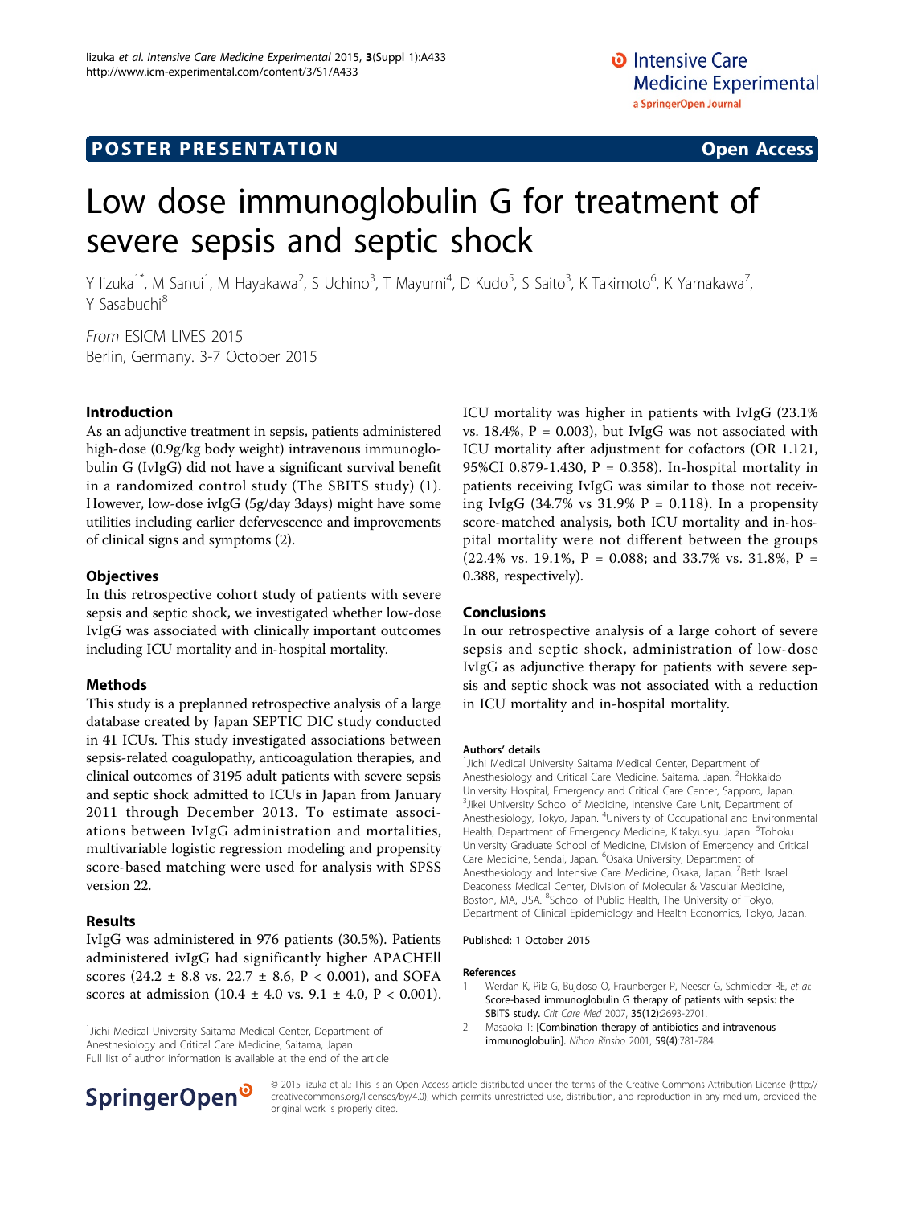POSTER PRESENTATION Open Access

# Low dose immunoglobulin G for treatment of severe sepsis and septic shock

Y Iizuka[1*], M Sanui[1], M Hayakawa[2], S Uchino[3], T Mayumi[4], D Kudo[5], S Saito[3], K Takimoto[6], K Yamakawa[7], Y Sasabuchi[8]

*From* ESICM LIVES 2015
Berlin, Germany. 3-7 October 2015

## Introduction

As an adjunctive treatment in sepsis, patients administered high-dose (0.9g/kg body weight) intravenous immunoglobulin G (IvIgG) did not have a significant survival benefit in a randomized control study (The SBITS study) (1). However, low-dose ivIgG (5g/day 3days) might have some utilities including earlier defervescence and improvements of clinical signs and symptoms (2).

## Objectives

In this retrospective cohort study of patients with severe sepsis and septic shock, we investigated whether low-dose IvIgG was associated with clinically important outcomes including ICU mortality and in-hospital mortality.

## Methods

This study is a preplanned retrospective analysis of a large database created by Japan SEPTIC DIC study conducted in 41 ICUs. This study investigated associations between sepsis-related coagulopathy, anticoagulation therapies, and clinical outcomes of 3195 adult patients with severe sepsis and septic shock admitted to ICUs in Japan from January 2011 through December 2013. To estimate associations between IvIgG administration and mortalities, multivariable logistic regression modeling and propensity score-based matching were used for analysis with SPSS version 22.

## Results

IvIgG was administered in 976 patients (30.5%). Patients administered ivIgG had significantly higher APACHEII scores (24.2 ± 8.8 vs. 22.7 ± 8.6, P < 0.001), and SOFA scores at admission (10.4 ± 4.0 vs. 9.1 ± 4.0, P < 0.001). ICU mortality was higher in patients with IvIgG (23.1% vs. 18.4%, P = 0.003), but IvIgG was not associated with ICU mortality after adjustment for cofactors (OR 1.121, 95%CI 0.879-1.430, P = 0.358). In-hospital mortality in patients receiving IvIgG was similar to those not receiving IvIgG (34.7% vs 31.9% P = 0.118). In a propensity score-matched analysis, both ICU mortality and in-hospital mortality were not different between the groups (22.4% vs. 19.1%, P = 0.088; and 33.7% vs. 31.8%, P = 0.388, respectively).

## Conclusions

In our retrospective analysis of a large cohort of severe sepsis and septic shock, administration of low-dose IvIgG as adjunctive therapy for patients with severe sepsis and septic shock was not associated with a reduction in ICU mortality and in-hospital mortality.

[1]Jichi Medical University Saitama Medical Center, Department of Anesthesiology and Critical Care Medicine, Saitama, Japan
Full list of author information is available at the end of the article

### Authors' details

[1]Jichi Medical University Saitama Medical Center, Department of Anesthesiology and Critical Care Medicine, Saitama, Japan. [2]Hokkaido University Hospital, Emergency and Critical Care Center, Sapporo, Japan. [3]Jikei University School of Medicine, Intensive Care Unit, Department of Anesthesiology, Tokyo, Japan. [4]University of Occupational and Environmental Health, Department of Emergency Medicine, Kitakyusyu, Japan. [5]Tohoku University Graduate School of Medicine, Division of Emergency and Critical Care Medicine, Sendai, Japan. [6]Osaka University, Department of Anesthesiology and Intensive Care Medicine, Osaka, Japan. [7]Beth Israel Deaconess Medical Center, Division of Molecular & Vascular Medicine, Boston, MA, USA. [8]School of Public Health, The University of Tokyo, Department of Clinical Epidemiology and Health Economics, Tokyo, Japan.

Published: 1 October 2015

### References

1. Werdan K, Pilz G, Bujdoso O, Fraunberger P, Neeser G, Schmieder RE, *et al*: **Score-based immunoglobulin G therapy of patients with sepsis: the SBITS study.** *Crit Care Med* 2007, **35(12)**:2693-2701.
2. Masaoka T: **[Combination therapy of antibiotics and intravenous immunoglobulin].** *Nihon Rinsho* 2001, **59(4)**:781-784.

© 2015 Iizuka et al.; This is an Open Access article distributed under the terms of the Creative Commons Attribution License (http://creativecommons.org/licenses/by/4.0), which permits unrestricted use, distribution, and reproduction in any medium, provided the original work is properly cited.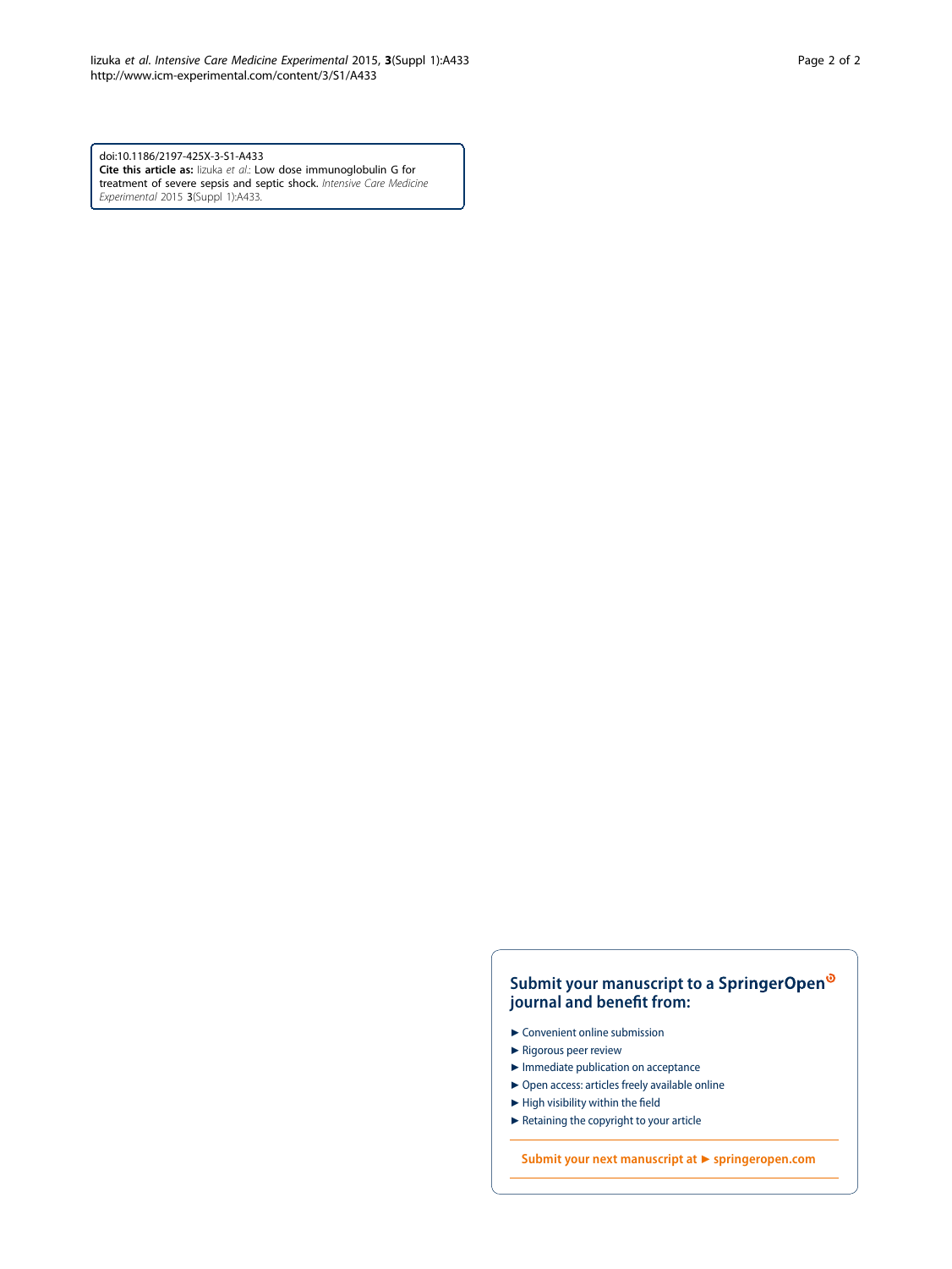doi:10.1186/2197-425X-3-S1-A433

**Cite this article as:** Iizuka *et al.*: Low dose immunoglobulin G for treatment of severe sepsis and septic shock. *Intensive Care Medicine Experimental* 2015 **3**(Suppl 1):A433.

**Submit your manuscript to a SpringerOpen journal and benefit from:**

- ► Convenient online submission
- ► Rigorous peer review
- ► Immediate publication on acceptance
- ► Open access: articles freely available online
- ► High visibility within the field
- ► Retaining the copyright to your article

**Submit your next manuscript at ► springeropen.com**